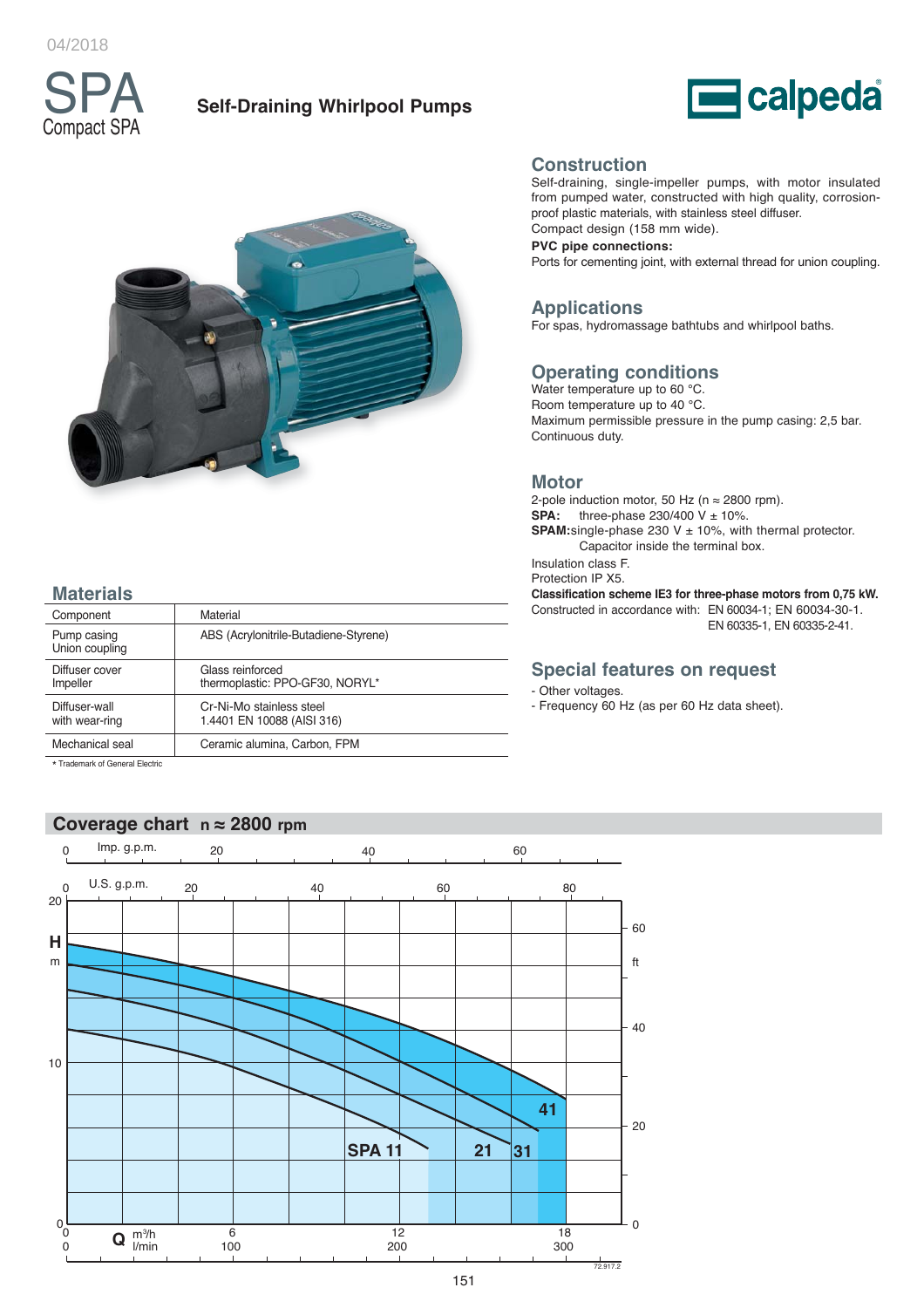# SPA
## Compact SPA

**Self-Draining Whirlpool Pumps**

## Construction

Self-draining, single-impeller pumps, with motor insulated from pumped water, constructed with high quality, corrosion-proof plastic materials, with stainless steel diffuser.
Compact design (158 mm wide).

**PVC pipe connections:**
Ports for cementing joint, with external thread for union coupling.

## Applications

For spas, hydromassage bathtubs and whirlpool baths.

## Operating conditions

Water temperature up to 60 °C.
Room temperature up to 40 °C.
Maximum permissible pressure in the pump casing: 2,5 bar.
Continuous duty.

## Motor

2-pole induction motor, 50 Hz (n ≈ 2800 rpm).
**SPA:** three-phase 230/400 V ± 10%.
**SPAM:** single-phase 230 V ± 10%, with thermal protector. Capacitor inside the terminal box.
Insulation class F.
Protection IP X5.
**Classification scheme IE3 for three-phase motors from 0,75 kW.**
Constructed in accordance with: EN 60034-1; EN 60034-30-1. EN 60335-1, EN 60335-2-41.

## Special features on request

- Other voltages.
- Frequency 60 Hz (as per 60 Hz data sheet).

## Materials

| Component | Material |
|---|---|
| Pump casing<br>Union coupling | ABS (Acrylonitrile-Butadiene-Styrene) |
| Diffuser cover<br>Impeller | Glass reinforced<br>thermoplastic: PPO-GF30, NORYL* |
| Diffuser-wall<br>with wear-ring | Cr-Ni-Mo stainless steel<br>1.4401 EN 10088 (AISI 316) |
| Mechanical seal | Ceramic alumina, Carbon, FPM |

\* Trademark of General Electric

## Coverage chart n ≈ 2800 rpm

Curves: SPA 11, 21, 31, 41 — H (m / ft) vs Q (m³/h, l/min, U.S. g.p.m., Imp. g.p.m.)

72.917.2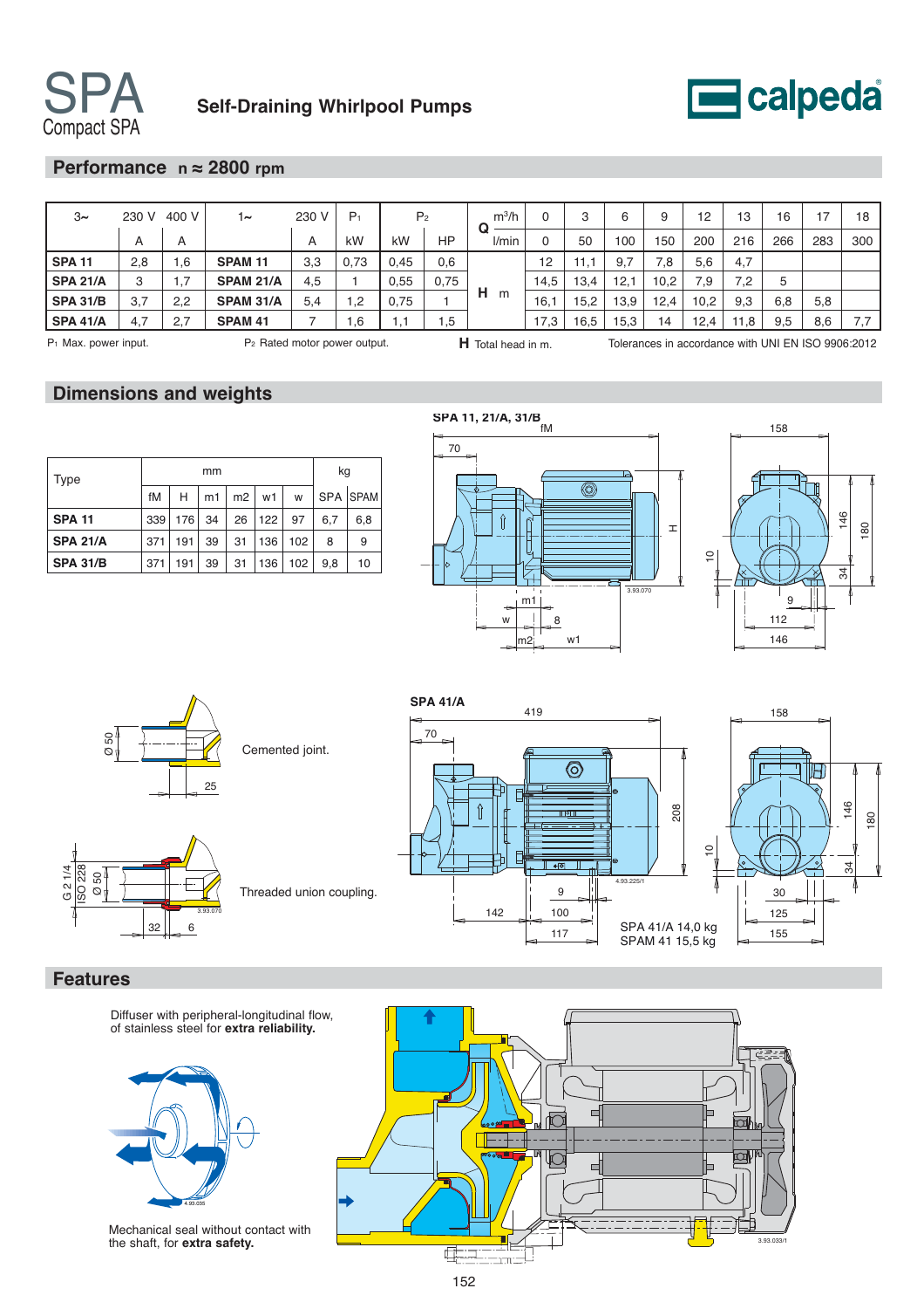# SPA
Compact SPA

## Self-Draining Whirlpool Pumps

calpeda

## Performance n ≈ 2800 rpm

| 3~ | 230 V | 400 V | 1~ | 230 V | $P_1$ | $P_2$ | | Q m³/h | 0 | 3 | 6 | 9 | 12 | 13 | 16 | 17 | 18 |
|---|---|---|---|---|---|---|---|---|---|---|---|---|---|---|---|---|---|
| | A | A | | A | kW | kW | HP | l/min | 0 | 50 | 100 | 150 | 200 | 216 | 266 | 283 | 300 |
| **SPA 11** | 2,8 | 1,6 | **SPAM 11** | 3,3 | 0,73 | 0,45 | 0,6 | H m | 12 | 11,1 | 9,7 | 7,8 | 5,6 | 4,7 | | | |
| **SPA 21/A** | 3 | 1,7 | **SPAM 21/A** | 4,5 | 1 | 0,55 | 0,75 | | 14,5 | 13,4 | 12,1 | 10,2 | 7,9 | 7,2 | 5 | | |
| **SPA 31/B** | 3,7 | 2,2 | **SPAM 31/A** | 5,4 | 1,2 | 0,75 | 1 | | 16,1 | 15,2 | 13,9 | 12,4 | 10,2 | 9,3 | 6,8 | 5,8 | |
| **SPA 41/A** | 4,7 | 2,7 | **SPAM 41** | 7 | 1,6 | 1,1 | 1,5 | | 17,3 | 16,5 | 15,3 | 14 | 12,4 | 11,8 | 9,5 | 8,6 | 7,7 |

$P_1$ Max. power input. $P_2$ Rated motor power output. **H** Total head in m. Tolerances in accordance with UNI EN ISO 9906:2012

## Dimensions and weights

| Type | mm | | | | | | kg | |
|---|---|---|---|---|---|---|---|---|
| | fM | H | m1 | m2 | w1 | w | SPA | SPAM |
| **SPA 11** | 339 | 176 | 34 | 26 | 122 | 97 | 6,7 | 6,8 |
| **SPA 21/A** | 371 | 191 | 39 | 31 | 136 | 102 | 8 | 9 |
| **SPA 31/B** | 371 | 191 | 39 | 31 | 136 | 102 | 9,8 | 10 |

**SPA 11, 21/A, 31/B**

fM 70 H 10 m1 w 8 m2 w1 158 146 180 34 9 112 146

Ø 50 25

Cemented joint.

G 2 1/4 ISO 228 Ø 50 32 6

Threaded union coupling.

**SPA 41/A**

419 70 208 10 142 9 100 117 158 146 180 34 30 125 155

SPA 41/A 14,0 kg
SPAM 41 15,5 kg

## Features

Diffuser with peripheral-longitudinal flow, of stainless steel for **extra reliability.**

Mechanical seal without contact with the shaft, for **extra safety.**